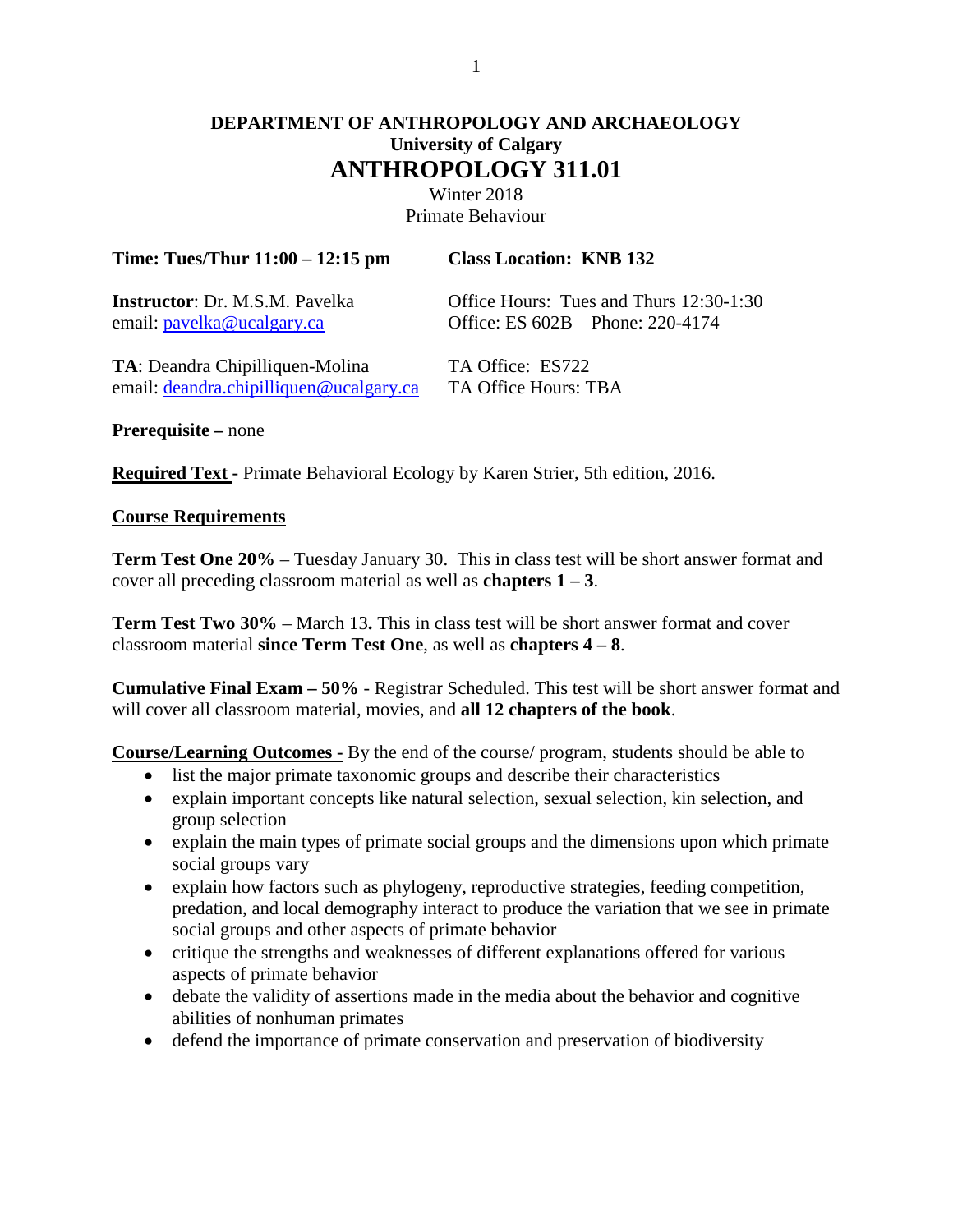**DEPARTMENT OF ANTHROPOLOGY AND ARCHAEOLOGY**
**University of Calgary**

# ANTHROPOLOGY 311.01

Winter 2018
Primate Behaviour

**Time: Tues/Thur 11:00 – 12:15 pm** **Class Location: KNB 132**

**Instructor**: Dr. M.S.M. Pavelka
email: pavelka@ucalgary.ca
Office Hours: Tues and Thurs 12:30-1:30
Office: ES 602B Phone: 220-4174

**TA**: Deandra Chipilliquen-Molina
email: deandra.chipilliquen@ucalgary.ca
TA Office: ES722
TA Office Hours: TBA

**Prerequisite –** none

**Required Text -** Primate Behavioral Ecology by Karen Strier, 5th edition, 2016.

**Course Requirements**

**Term Test One 20%** – Tuesday January 30. This in class test will be short answer format and cover all preceding classroom material as well as **chapters 1 – 3**.

**Term Test Two 30%** – March 13**.** This in class test will be short answer format and cover classroom material **since Term Test One**, as well as **chapters 4 – 8**.

**Cumulative Final Exam – 50%** - Registrar Scheduled. This test will be short answer format and will cover all classroom material, movies, and **all 12 chapters of the book**.

**Course/Learning Outcomes -** By the end of the course/ program, students should be able to

- list the major primate taxonomic groups and describe their characteristics
- explain important concepts like natural selection, sexual selection, kin selection, and group selection
- explain the main types of primate social groups and the dimensions upon which primate social groups vary
- explain how factors such as phylogeny, reproductive strategies, feeding competition, predation, and local demography interact to produce the variation that we see in primate social groups and other aspects of primate behavior
- critique the strengths and weaknesses of different explanations offered for various aspects of primate behavior
- debate the validity of assertions made in the media about the behavior and cognitive abilities of nonhuman primates
- defend the importance of primate conservation and preservation of biodiversity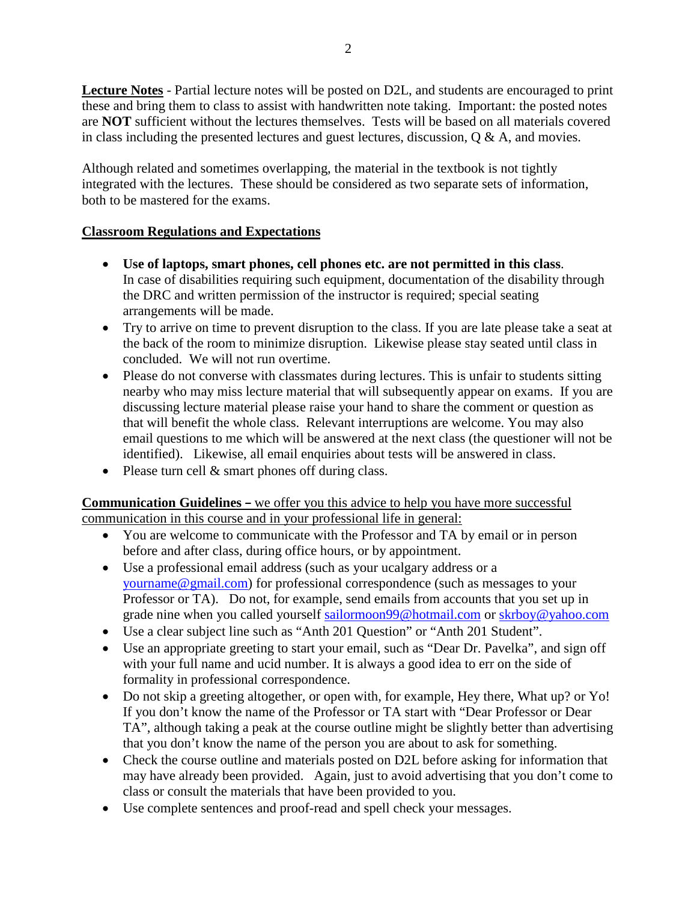**<u>Lecture Notes</u>** - Partial lecture notes will be posted on D2L, and students are encouraged to print these and bring them to class to assist with handwritten note taking. Important: the posted notes are **NOT** sufficient without the lectures themselves. Tests will be based on all materials covered in class including the presented lectures and guest lectures, discussion, Q & A, and movies.

Although related and sometimes overlapping, the material in the textbook is not tightly integrated with the lectures. These should be considered as two separate sets of information, both to be mastered for the exams.

**<u>Classroom Regulations and Expectations</u>**

- **Use of laptops, smart phones, cell phones etc. are not permitted in this class**. In case of disabilities requiring such equipment, documentation of the disability through the DRC and written permission of the instructor is required; special seating arrangements will be made.
- Try to arrive on time to prevent disruption to the class. If you are late please take a seat at the back of the room to minimize disruption. Likewise please stay seated until class in concluded. We will not run overtime.
- Please do not converse with classmates during lectures. This is unfair to students sitting nearby who may miss lecture material that will subsequently appear on exams. If you are discussing lecture material please raise your hand to share the comment or question as that will benefit the whole class. Relevant interruptions are welcome. You may also email questions to me which will be answered at the next class (the questioner will not be identified). Likewise, all email enquiries about tests will be answered in class.
- Please turn cell & smart phones off during class.

**<u>Communication Guidelines –</u>** <u>we offer you this advice to help you have more successful communication in this course and in your professional life in general:</u>

- You are welcome to communicate with the Professor and TA by email or in person before and after class, during office hours, or by appointment.
- Use a professional email address (such as your ucalgary address or a yourname@gmail.com) for professional correspondence (such as messages to your Professor or TA). Do not, for example, send emails from accounts that you set up in grade nine when you called yourself sailormoon99@hotmail.com or skrboy@yahoo.com
- Use a clear subject line such as "Anth 201 Question" or "Anth 201 Student".
- Use an appropriate greeting to start your email, such as "Dear Dr. Pavelka", and sign off with your full name and ucid number. It is always a good idea to err on the side of formality in professional correspondence.
- Do not skip a greeting altogether, or open with, for example, Hey there, What up? or Yo! If you don't know the name of the Professor or TA start with "Dear Professor or Dear TA", although taking a peak at the course outline might be slightly better than advertising that you don't know the name of the person you are about to ask for something.
- Check the course outline and materials posted on D2L before asking for information that may have already been provided. Again, just to avoid advertising that you don't come to class or consult the materials that have been provided to you.
- Use complete sentences and proof-read and spell check your messages.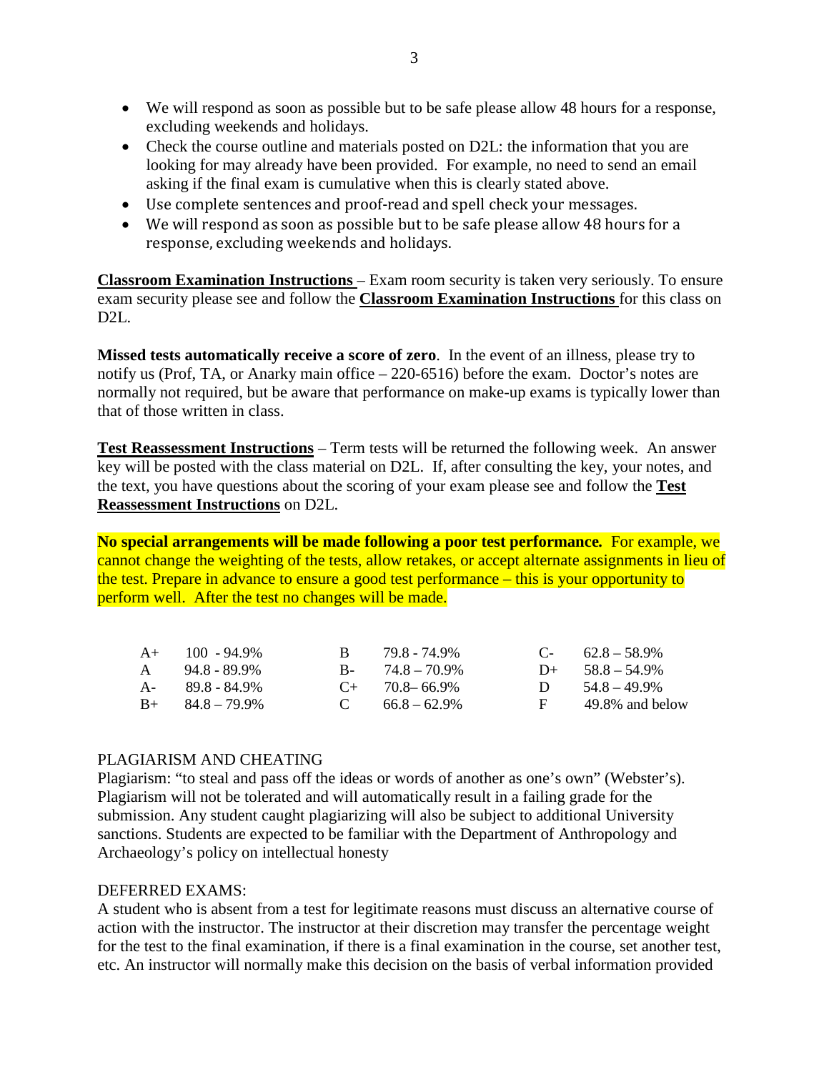- We will respond as soon as possible but to be safe please allow 48 hours for a response, excluding weekends and holidays.
- Check the course outline and materials posted on D2L: the information that you are looking for may already have been provided. For example, no need to send an email asking if the final exam is cumulative when this is clearly stated above.
- Use complete sentences and proof-read and spell check your messages.
- We will respond as soon as possible but to be safe please allow 48 hours for a response, excluding weekends and holidays.

**Classroom Examination Instructions** – Exam room security is taken very seriously. To ensure exam security please see and follow the **Classroom Examination Instructions** for this class on D2L.

**Missed tests automatically receive a score of zero**. In the event of an illness, please try to notify us (Prof, TA, or Anarky main office – 220-6516) before the exam. Doctor's notes are normally not required, but be aware that performance on make-up exams is typically lower than that of those written in class.

**Test Reassessment Instructions** – Term tests will be returned the following week. An answer key will be posted with the class material on D2L. If, after consulting the key, your notes, and the text, you have questions about the scoring of your exam please see and follow the **Test Reassessment Instructions** on D2L.

**No special arrangements will be made following a poor test performance.** For example, we cannot change the weighting of the tests, allow retakes, or accept alternate assignments in lieu of the test. Prepare in advance to ensure a good test performance – this is your opportunity to perform well. After the test no changes will be made.

| | | | | | |
|---|---|---|---|---|---|
| A+ | 100 - 94.9% | B | 79.8 - 74.9% | C- | 62.8 – 58.9% |
| A | 94.8 - 89.9% | B- | 74.8 – 70.9% | D+ | 58.8 – 54.9% |
| A- | 89.8 - 84.9% | C+ | 70.8– 66.9% | D | 54.8 – 49.9% |
| B+ | 84.8 – 79.9% | C | 66.8 – 62.9% | F | 49.8% and below |

PLAGIARISM AND CHEATING

Plagiarism: "to steal and pass off the ideas or words of another as one's own" (Webster's). Plagiarism will not be tolerated and will automatically result in a failing grade for the submission. Any student caught plagiarizing will also be subject to additional University sanctions. Students are expected to be familiar with the Department of Anthropology and Archaeology's policy on intellectual honesty

DEFERRED EXAMS:

A student who is absent from a test for legitimate reasons must discuss an alternative course of action with the instructor. The instructor at their discretion may transfer the percentage weight for the test to the final examination, if there is a final examination in the course, set another test, etc. An instructor will normally make this decision on the basis of verbal information provided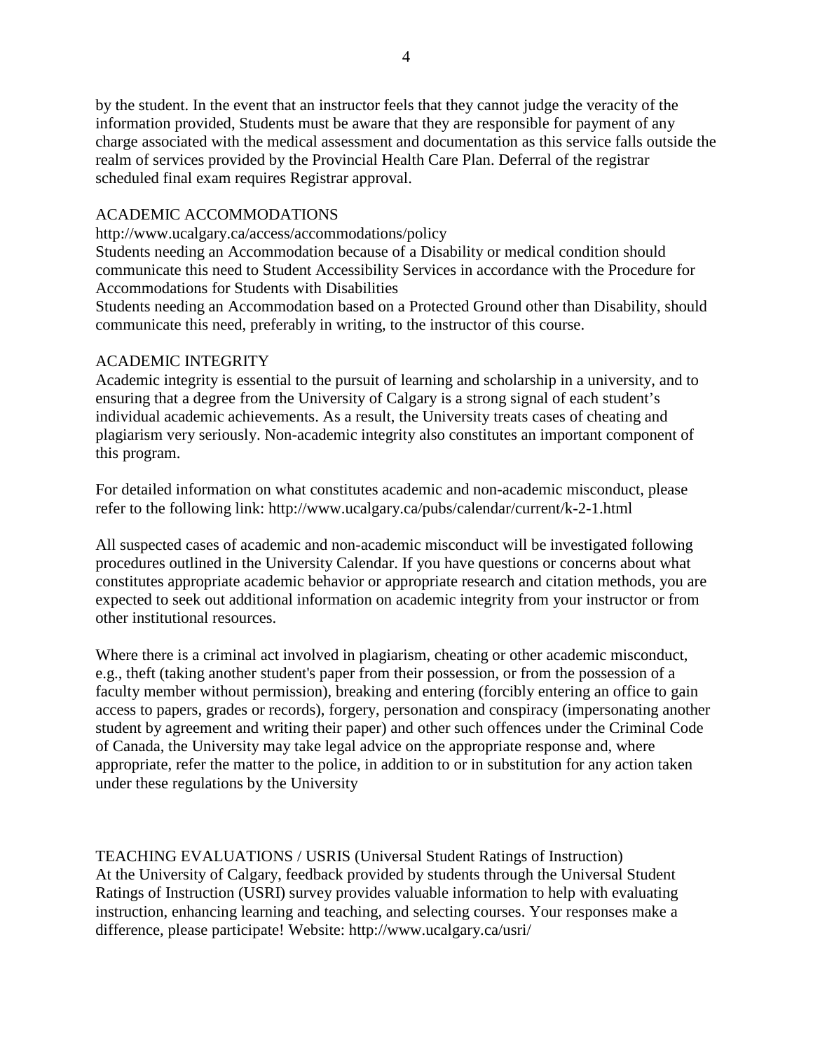by the student. In the event that an instructor feels that they cannot judge the veracity of the information provided, Students must be aware that they are responsible for payment of any charge associated with the medical assessment and documentation as this service falls outside the realm of services provided by the Provincial Health Care Plan. Deferral of the registrar scheduled final exam requires Registrar approval.

## ACADEMIC ACCOMMODATIONS

http://www.ucalgary.ca/access/accommodations/policy

Students needing an Accommodation because of a Disability or medical condition should communicate this need to Student Accessibility Services in accordance with the Procedure for Accommodations for Students with Disabilities

Students needing an Accommodation based on a Protected Ground other than Disability, should communicate this need, preferably in writing, to the instructor of this course.

## ACADEMIC INTEGRITY

Academic integrity is essential to the pursuit of learning and scholarship in a university, and to ensuring that a degree from the University of Calgary is a strong signal of each student's individual academic achievements. As a result, the University treats cases of cheating and plagiarism very seriously. Non-academic integrity also constitutes an important component of this program.

For detailed information on what constitutes academic and non-academic misconduct, please refer to the following link: http://www.ucalgary.ca/pubs/calendar/current/k-2-1.html

All suspected cases of academic and non-academic misconduct will be investigated following procedures outlined in the University Calendar. If you have questions or concerns about what constitutes appropriate academic behavior or appropriate research and citation methods, you are expected to seek out additional information on academic integrity from your instructor or from other institutional resources.

Where there is a criminal act involved in plagiarism, cheating or other academic misconduct, e.g., theft (taking another student's paper from their possession, or from the possession of a faculty member without permission), breaking and entering (forcibly entering an office to gain access to papers, grades or records), forgery, personation and conspiracy (impersonating another student by agreement and writing their paper) and other such offences under the Criminal Code of Canada, the University may take legal advice on the appropriate response and, where appropriate, refer the matter to the police, in addition to or in substitution for any action taken under these regulations by the University

## TEACHING EVALUATIONS / USRIS (Universal Student Ratings of Instruction)

At the University of Calgary, feedback provided by students through the Universal Student Ratings of Instruction (USRI) survey provides valuable information to help with evaluating instruction, enhancing learning and teaching, and selecting courses. Your responses make a difference, please participate! Website: http://www.ucalgary.ca/usri/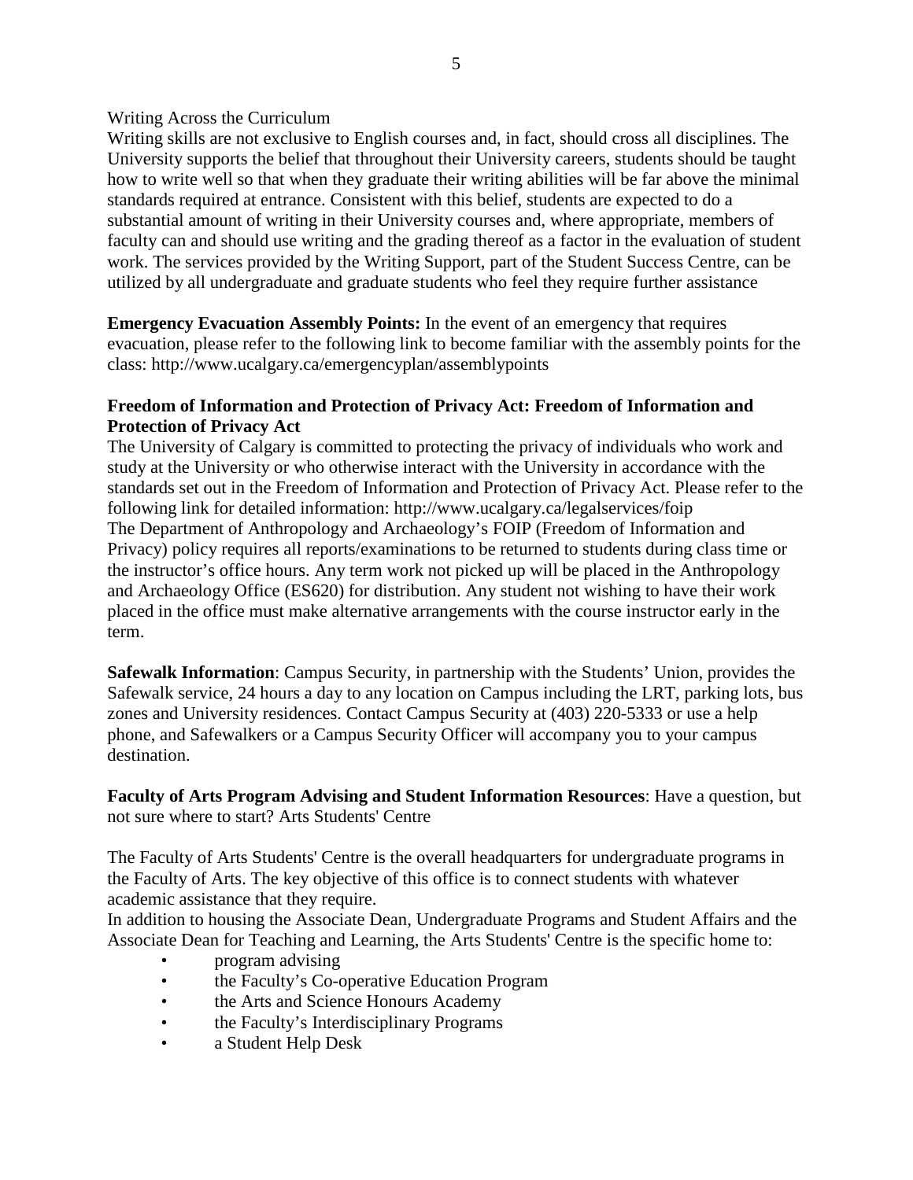Writing Across the Curriculum

Writing skills are not exclusive to English courses and, in fact, should cross all disciplines. The University supports the belief that throughout their University careers, students should be taught how to write well so that when they graduate their writing abilities will be far above the minimal standards required at entrance. Consistent with this belief, students are expected to do a substantial amount of writing in their University courses and, where appropriate, members of faculty can and should use writing and the grading thereof as a factor in the evaluation of student work. The services provided by the Writing Support, part of the Student Success Centre, can be utilized by all undergraduate and graduate students who feel they require further assistance

**Emergency Evacuation Assembly Points:** In the event of an emergency that requires evacuation, please refer to the following link to become familiar with the assembly points for the class: http://www.ucalgary.ca/emergencyplan/assemblypoints

**Freedom of Information and Protection of Privacy Act: Freedom of Information and Protection of Privacy Act**

The University of Calgary is committed to protecting the privacy of individuals who work and study at the University or who otherwise interact with the University in accordance with the standards set out in the Freedom of Information and Protection of Privacy Act. Please refer to the following link for detailed information: http://www.ucalgary.ca/legalservices/foip
The Department of Anthropology and Archaeology's FOIP (Freedom of Information and Privacy) policy requires all reports/examinations to be returned to students during class time or the instructor's office hours. Any term work not picked up will be placed in the Anthropology and Archaeology Office (ES620) for distribution. Any student not wishing to have their work placed in the office must make alternative arrangements with the course instructor early in the term.

**Safewalk Information**: Campus Security, in partnership with the Students' Union, provides the Safewalk service, 24 hours a day to any location on Campus including the LRT, parking lots, bus zones and University residences. Contact Campus Security at (403) 220-5333 or use a help phone, and Safewalkers or a Campus Security Officer will accompany you to your campus destination.

**Faculty of Arts Program Advising and Student Information Resources**: Have a question, but not sure where to start? Arts Students' Centre

The Faculty of Arts Students' Centre is the overall headquarters for undergraduate programs in the Faculty of Arts. The key objective of this office is to connect students with whatever academic assistance that they require.
In addition to housing the Associate Dean, Undergraduate Programs and Student Affairs and the Associate Dean for Teaching and Learning, the Arts Students' Centre is the specific home to:

- program advising
- the Faculty's Co-operative Education Program
- the Arts and Science Honours Academy
- the Faculty's Interdisciplinary Programs
- a Student Help Desk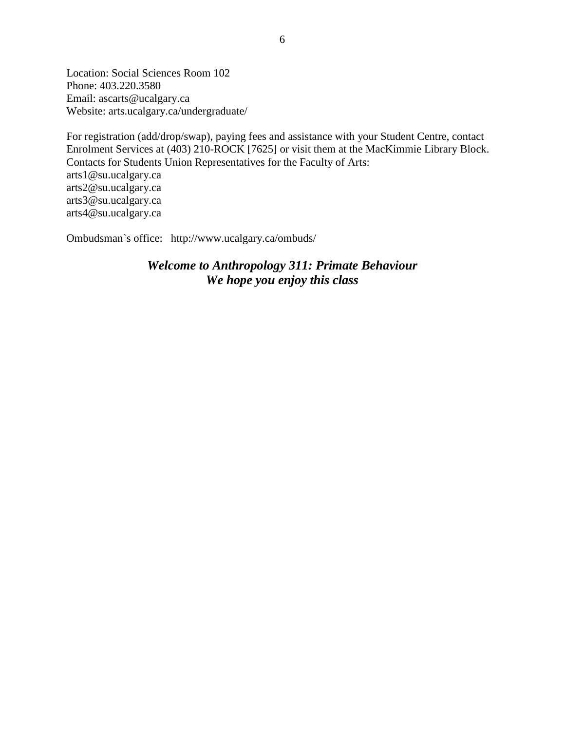Location: Social Sciences Room 102
Phone: 403.220.3580
Email: ascarts@ucalgary.ca
Website: arts.ucalgary.ca/undergraduate/

For registration (add/drop/swap), paying fees and assistance with your Student Centre, contact Enrolment Services at (403) 210-ROCK [7625] or visit them at the MacKimmie Library Block.
Contacts for Students Union Representatives for the Faculty of Arts:
arts1@su.ucalgary.ca
arts2@su.ucalgary.ca
arts3@su.ucalgary.ca
arts4@su.ucalgary.ca

Ombudsman`s office: http://www.ucalgary.ca/ombuds/

***Welcome to Anthropology 311: Primate Behaviour***
***We hope you enjoy this class***